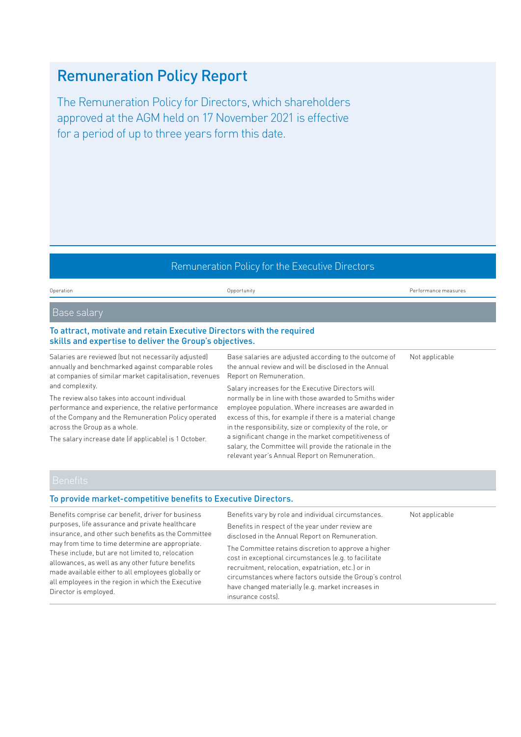# Remuneration Policy Report

The Remuneration Policy for Directors, which shareholders approved at the AGM held on 17 November 2021 is effective for a period of up to three years form this date.

## Remuneration Policy for the Executive Directors

| Operation | Opportunity | Performance measures |
|---|---|---|
| **Base salary** | | |
| **To attract, motivate and retain Executive Directors with the required skills and expertise to deliver the Group's objectives.** | | |
| Salaries are reviewed (but not necessarily adjusted) annually and benchmarked against comparable roles at companies of similar market capitalisation, revenues and complexity.<br>The review also takes into account individual performance and experience, the relative performance of the Company and the Remuneration Policy operated across the Group as a whole.<br>The salary increase date (if applicable) is 1 October. | Base salaries are adjusted according to the outcome of the annual review and will be disclosed in the Annual Report on Remuneration.<br>Salary increases for the Executive Directors will normally be in line with those awarded to Smiths wider employee population. Where increases are awarded in excess of this, for example if there is a material change in the responsibility, size or complexity of the role, or a significant change in the market competitiveness of salary, the Committee will provide the rationale in the relevant year's Annual Report on Remuneration. | Not applicable |
| **Benefits** | | |
| **To provide market-competitive benefits to Executive Directors.** | | |
| Benefits comprise car benefit, driver for business purposes, life assurance and private healthcare insurance, and other such benefits as the Committee may from time to time determine are appropriate. These include, but are not limited to, relocation allowances, as well as any other future benefits made available either to all employees globally or all employees in the region in which the Executive Director is employed. | Benefits vary by role and individual circumstances.<br>Benefits in respect of the year under review are disclosed in the Annual Report on Remuneration.<br>The Committee retains discretion to approve a higher cost in exceptional circumstances (e.g. to facilitate recruitment, relocation, expatriation, etc.) or in circumstances where factors outside the Group's control have changed materially (e.g. market increases in insurance costs). | Not applicable |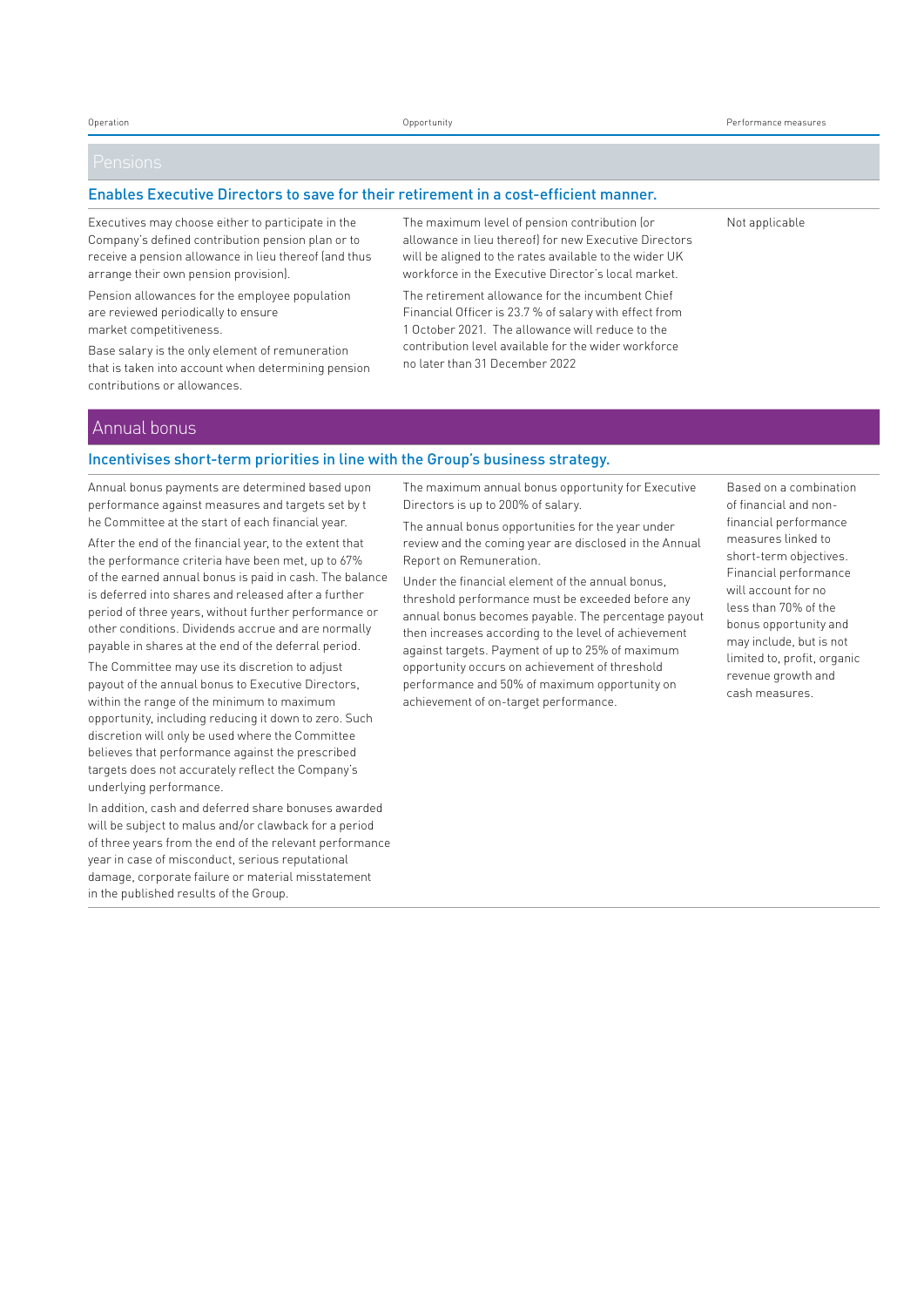| Operation | Opportunity | Performance measures |
|---|---|---|

## Pensions

### Enables Executive Directors to save for their retirement in a cost-efficient manner.

| Operation | Opportunity | Performance measures |
|---|---|---|
| Executives may choose either to participate in the Company's defined contribution pension plan or to receive a pension allowance in lieu thereof (and thus arrange their own pension provision).<br><br>Pension allowances for the employee population are reviewed periodically to ensure market competitiveness.<br><br>Base salary is the only element of remuneration that is taken into account when determining pension contributions or allowances. | The maximum level of pension contribution (or allowance in lieu thereof) for new Executive Directors will be aligned to the rates available to the wider UK workforce in the Executive Director's local market.<br><br>The retirement allowance for the incumbent Chief Financial Officer is 23.7 % of salary with effect from 1 October 2021. The allowance will reduce to the contribution level available for the wider workforce no later than 31 December 2022 | Not applicable |

## Annual bonus

### Incentivises short-term priorities in line with the Group's business strategy.

| Operation | Opportunity | Performance measures |
|---|---|---|
| Annual bonus payments are determined based upon performance against measures and targets set by the Committee at the start of each financial year.<br><br>After the end of the financial year, to the extent that the performance criteria have been met, up to 67% of the earned annual bonus is paid in cash. The balance is deferred into shares and released after a further period of three years, without further performance or other conditions. Dividends accrue and are normally payable in shares at the end of the deferral period.<br><br>The Committee may use its discretion to adjust payout of the annual bonus to Executive Directors, within the range of the minimum to maximum opportunity, including reducing it down to zero. Such discretion will only be used where the Committee believes that performance against the prescribed targets does not accurately reflect the Company's underlying performance.<br><br>In addition, cash and deferred share bonuses awarded will be subject to malus and/or clawback for a period of three years from the end of the relevant performance year in case of misconduct, serious reputational damage, corporate failure or material misstatement in the published results of the Group. | The maximum annual bonus opportunity for Executive Directors is up to 200% of salary.<br><br>The annual bonus opportunities for the year under review and the coming year are disclosed in the Annual Report on Remuneration.<br><br>Under the financial element of the annual bonus, threshold performance must be exceeded before any annual bonus becomes payable. The percentage payout then increases according to the level of achievement against targets. Payment of up to 25% of maximum opportunity occurs on achievement of threshold performance and 50% of maximum opportunity on achievement of on-target performance. | Based on a combination of financial and non-financial performance measures linked to short-term objectives. Financial performance will account for no less than 70% of the bonus opportunity and may include, but is not limited to, profit, organic revenue growth and cash measures. |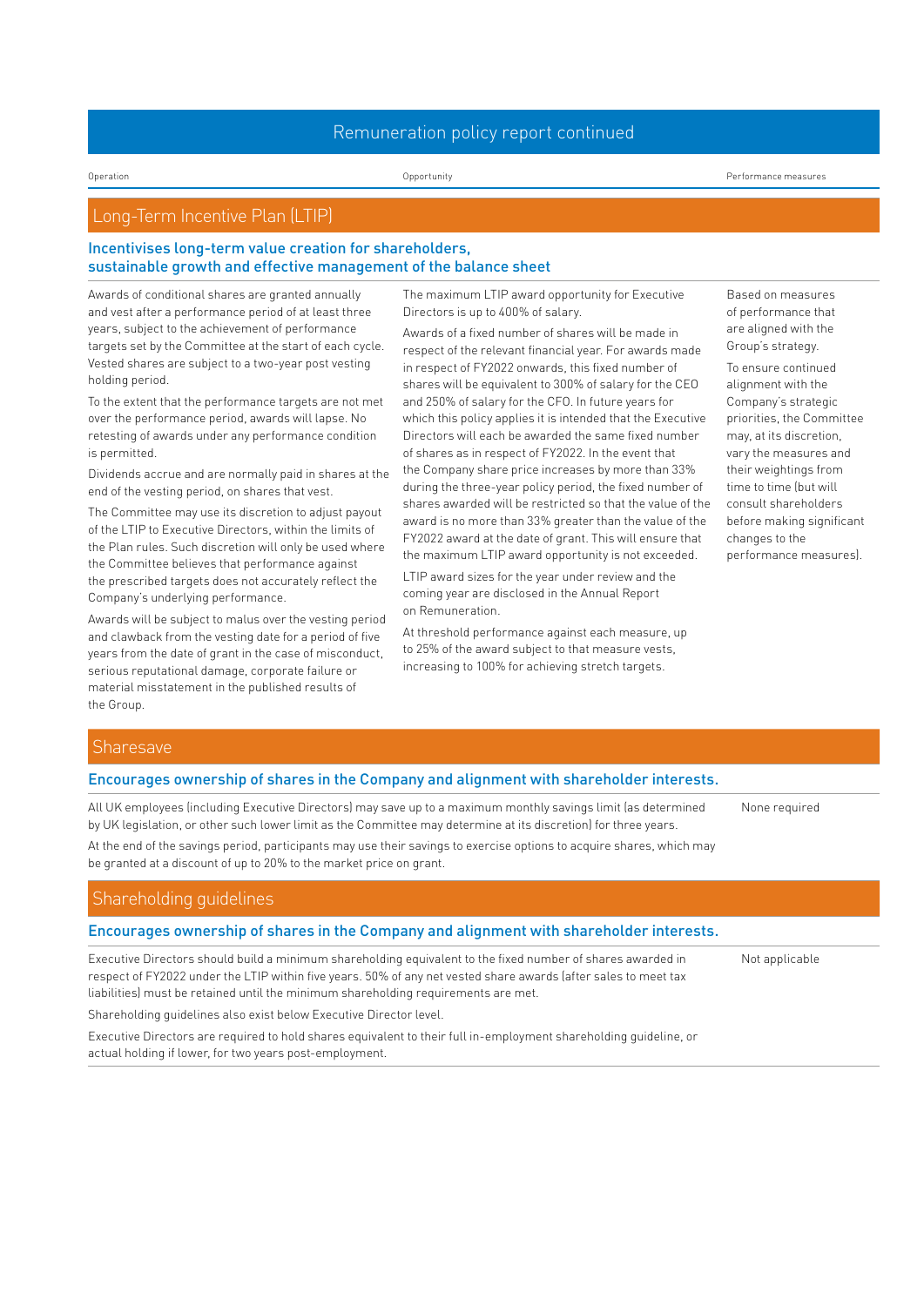## Remuneration policy report continued

| Operation | Opportunity | Performance measures |
|---|---|---|

### Long-Term Incentive Plan (LTIP)

**Incentivises long-term value creation for shareholders, sustainable growth and effective management of the balance sheet**

| Operation | Opportunity | Performance measures |
|---|---|---|
| Awards of conditional shares are granted annually and vest after a performance period of at least three years, subject to the achievement of performance targets set by the Committee at the start of each cycle. Vested shares are subject to a two-year post vesting holding period.<br><br>To the extent that the performance targets are not met over the performance period, awards will lapse. No retesting of awards under any performance condition is permitted.<br><br>Dividends accrue and are normally paid in shares at the end of the vesting period, on shares that vest.<br><br>The Committee may use its discretion to adjust payout of the LTIP to Executive Directors, within the limits of the Plan rules. Such discretion will only be used where the Committee believes that performance against the prescribed targets does not accurately reflect the Company's underlying performance.<br><br>Awards will be subject to malus over the vesting period and clawback from the vesting date for a period of five years from the date of grant in the case of misconduct, serious reputational damage, corporate failure or material misstatement in the published results of the Group. | The maximum LTIP award opportunity for Executive Directors is up to 400% of salary.<br><br>Awards of a fixed number of shares will be made in respect of the relevant financial year. For awards made in respect of FY2022 onwards, this fixed number of shares will be equivalent to 300% of salary for the CEO and 250% of salary for the CFO. In future years for which this policy applies it is intended that the Executive Directors will each be awarded the same fixed number of shares as in respect of FY2022. In the event that the Company share price increases by more than 33% during the three-year policy period, the fixed number of shares awarded will be restricted so that the value of the award is no more than 33% greater than the value of the FY2022 award at the date of grant. This will ensure that the maximum LTIP award opportunity is not exceeded.<br><br>LTIP award sizes for the year under review and the coming year are disclosed in the Annual Report on Remuneration.<br><br>At threshold performance against each measure, up to 25% of the award subject to that measure vests, increasing to 100% for achieving stretch targets. | Based on measures of performance that are aligned with the Group's strategy.<br><br>To ensure continued alignment with the Company's strategic priorities, the Committee may, at its discretion, vary the measures and their weightings from time to time (but will consult shareholders before making significant changes to the performance measures). |

### Sharesave

**Encourages ownership of shares in the Company and alignment with shareholder interests.**

| Operation | Performance measures |
|---|---|
| All UK employees (including Executive Directors) may save up to a maximum monthly savings limit (as determined by UK legislation, or other such lower limit as the Committee may determine at its discretion) for three years.<br><br>At the end of the savings period, participants may use their savings to exercise options to acquire shares, which may be granted at a discount of up to 20% to the market price on grant. | None required |

### Shareholding guidelines

**Encourages ownership of shares in the Company and alignment with shareholder interests.**

| Operation | Performance measures |
|---|---|
| Executive Directors should build a minimum shareholding equivalent to the fixed number of shares awarded in respect of FY2022 under the LTIP within five years. 50% of any net vested share awards (after sales to meet tax liabilities) must be retained until the minimum shareholding requirements are met.<br><br>Shareholding guidelines also exist below Executive Director level.<br><br>Executive Directors are required to hold shares equivalent to their full in-employment shareholding guideline, or actual holding if lower, for two years post-employment. | Not applicable |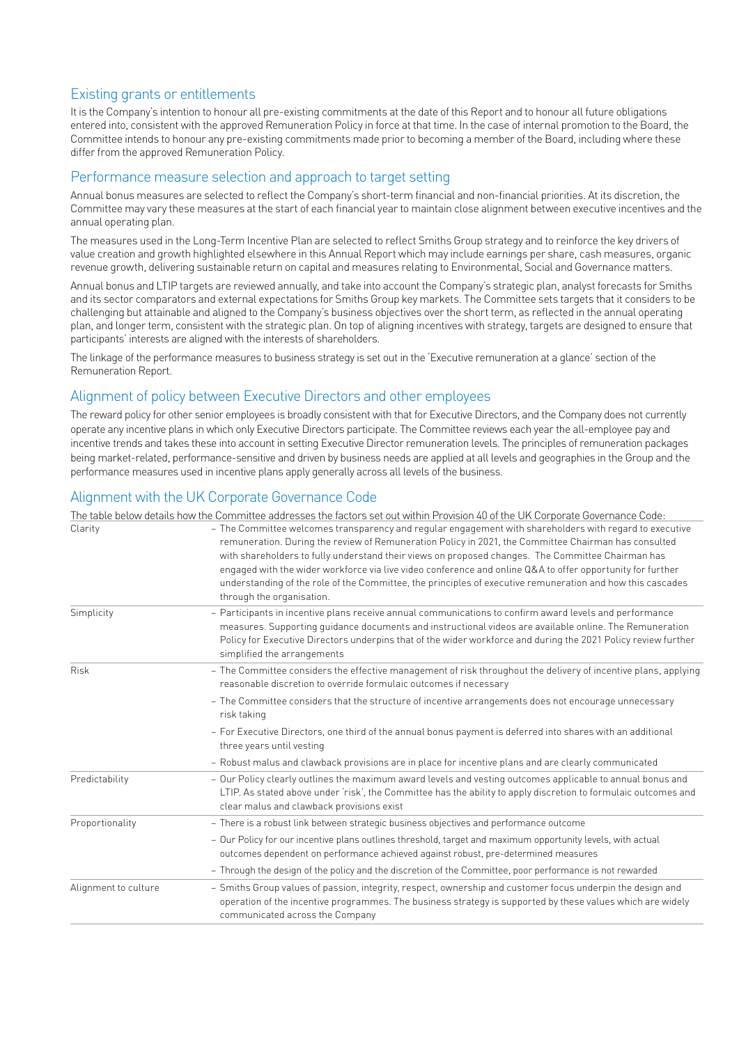## Existing grants or entitlements

It is the Company's intention to honour all pre-existing commitments at the date of this Report and to honour all future obligations entered into, consistent with the approved Remuneration Policy in force at that time. In the case of internal promotion to the Board, the Committee intends to honour any pre-existing commitments made prior to becoming a member of the Board, including where these differ from the approved Remuneration Policy.

## Performance measure selection and approach to target setting

Annual bonus measures are selected to reflect the Company's short-term financial and non-financial priorities. At its discretion, the Committee may vary these measures at the start of each financial year to maintain close alignment between executive incentives and the annual operating plan.

The measures used in the Long-Term Incentive Plan are selected to reflect Smiths Group strategy and to reinforce the key drivers of value creation and growth highlighted elsewhere in this Annual Report which may include earnings per share, cash measures, organic revenue growth, delivering sustainable return on capital and measures relating to Environmental, Social and Governance matters.

Annual bonus and LTIP targets are reviewed annually, and take into account the Company's strategic plan, analyst forecasts for Smiths and its sector comparators and external expectations for Smiths Group key markets. The Committee sets targets that it considers to be challenging but attainable and aligned to the Company's business objectives over the short term, as reflected in the annual operating plan, and longer term, consistent with the strategic plan. On top of aligning incentives with strategy, targets are designed to ensure that participants' interests are aligned with the interests of shareholders.

The linkage of the performance measures to business strategy is set out in the 'Executive remuneration at a glance' section of the Remuneration Report.

## Alignment of policy between Executive Directors and other employees

The reward policy for other senior employees is broadly consistent with that for Executive Directors, and the Company does not currently operate any incentive plans in which only Executive Directors participate. The Committee reviews each year the all-employee pay and incentive trends and takes these into account in setting Executive Director remuneration levels. The principles of remuneration packages being market-related, performance-sensitive and driven by business needs are applied at all levels and geographies in the Group and the performance measures used in incentive plans apply generally across all levels of the business.

## Alignment with the UK Corporate Governance Code

The table below details how the Committee addresses the factors set out within Provision 40 of the UK Corporate Governance Code:

| | |
|---|---|
| Clarity | – The Committee welcomes transparency and regular engagement with shareholders with regard to executive remuneration. During the review of Remuneration Policy in 2021, the Committee Chairman has consulted with shareholders to fully understand their views on proposed changes. The Committee Chairman has engaged with the wider workforce via live video conference and online Q&A to offer opportunity for further understanding of the role of the Committee, the principles of executive remuneration and how this cascades through the organisation. |
| Simplicity | – Participants in incentive plans receive annual communications to confirm award levels and performance measures. Supporting guidance documents and instructional videos are available online. The Remuneration Policy for Executive Directors underpins that of the wider workforce and during the 2021 Policy review further simplified the arrangements |
| Risk | – The Committee considers the effective management of risk throughout the delivery of incentive plans, applying reasonable discretion to override formulaic outcomes if necessary<br>– The Committee considers that the structure of incentive arrangements does not encourage unnecessary risk taking<br>– For Executive Directors, one third of the annual bonus payment is deferred into shares with an additional three years until vesting<br>– Robust malus and clawback provisions are in place for incentive plans and are clearly communicated |
| Predictability | – Our Policy clearly outlines the maximum award levels and vesting outcomes applicable to annual bonus and LTIP. As stated above under 'risk', the Committee has the ability to apply discretion to formulaic outcomes and clear malus and clawback provisions exist |
| Proportionality | – There is a robust link between strategic business objectives and performance outcome<br>– Our Policy for our incentive plans outlines threshold, target and maximum opportunity levels, with actual outcomes dependent on performance achieved against robust, pre-determined measures<br>– Through the design of the policy and the discretion of the Committee, poor performance is not rewarded |
| Alignment to culture | – Smiths Group values of passion, integrity, respect, ownership and customer focus underpin the design and operation of the incentive programmes. The business strategy is supported by these values which are widely communicated across the Company |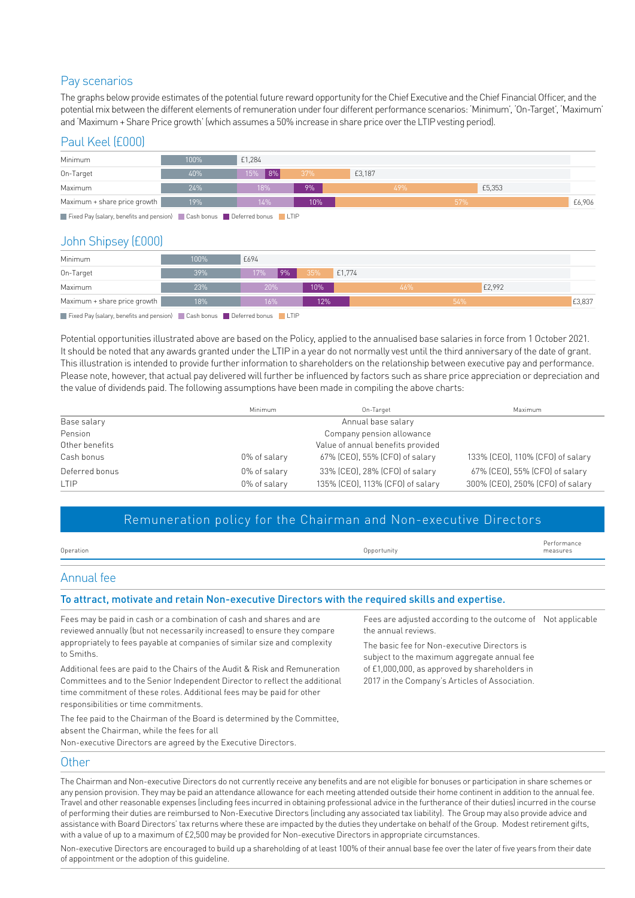## Pay scenarios

The graphs below provide estimates of the potential future reward opportunity for the Chief Executive and the Chief Financial Officer, and the potential mix between the different elements of remuneration under four different performance scenarios: 'Minimum', 'On-Target', 'Maximum' and 'Maximum + Share Price growth' (which assumes a 50% increase in share price over the LTIP vesting period).

### Paul Keel (£000)

| | Fixed Pay (salary, benefits and pension) | Cash bonus | Deferred bonus | LTIP | Total |
|---|---|---|---|---|---|
| Minimum | 100% | | | | £1,284 |
| On-Target | 40% | 15% | 8% | 37% | £3,187 |
| Maximum | 24% | 18% | 9% | 49% | £5,353 |
| Maximum + share price growth | 19% | 14% | 10% | 57% | £6,906 |

### John Shipsey (£000)

| | Fixed Pay (salary, benefits and pension) | Cash bonus | Deferred bonus | LTIP | Total |
|---|---|---|---|---|---|
| Minimum | 100% | | | | £694 |
| On-Target | 39% | 17% | 9% | 35% | £1,774 |
| Maximum | 23% | 20% | 10% | 46% | £2,992 |
| Maximum + share price growth | 18% | 16% | 12% | 54% | £3,837 |

Potential opportunities illustrated above are based on the Policy, applied to the annualised base salaries in force from 1 October 2021. It should be noted that any awards granted under the LTIP in a year do not normally vest until the third anniversary of the date of grant. This illustration is intended to provide further information to shareholders on the relationship between executive pay and performance. Please note, however, that actual pay delivered will further be influenced by factors such as share price appreciation or depreciation and the value of dividends paid. The following assumptions have been made in compiling the above charts:

| | Minimum | On-Target | Maximum |
|---|---|---|---|
| Base salary | | Annual base salary | |
| Pension | | Company pension allowance | |
| Other benefits | | Value of annual benefits provided | |
| Cash bonus | 0% of salary | 67% (CEO), 55% (CFO) of salary | 133% (CEO), 110% (CFO) of salary |
| Deferred bonus | 0% of salary | 33% (CEO), 28% (CFO) of salary | 67% (CEO), 55% (CFO) of salary |
| LTIP | 0% of salary | 135% (CEO), 113% (CFO) of salary | 300% (CEO), 250% (CFO) of salary |

## Remuneration policy for the Chairman and Non-executive Directors

| Operation | Opportunity | Performance measures |
|---|---|---|

### Annual fee

**To attract, motivate and retain Non-executive Directors with the required skills and expertise.**

| Operation | Opportunity | Performance measures |
|---|---|---|
| Fees may be paid in cash or a combination of cash and shares and are reviewed annually (but not necessarily increased) to ensure they compare appropriately to fees payable at companies of similar size and complexity to Smiths.<br><br>Additional fees are paid to the Chairs of the Audit & Risk and Remuneration Committees and to the Senior Independent Director to reflect the additional time commitment of these roles. Additional fees may be paid for other responsibilities or time commitments.<br><br>The fee paid to the Chairman of the Board is determined by the Committee, absent the Chairman, while the fees for all Non-executive Directors are agreed by the Executive Directors. | Fees are adjusted according to the outcome of the annual reviews.<br><br>The basic fee for Non-executive Directors is subject to the maximum aggregate annual fee of £1,000,000, as approved by shareholders in 2017 in the Company's Articles of Association. | Not applicable |

### Other

The Chairman and Non-executive Directors do not currently receive any benefits and are not eligible for bonuses or participation in share schemes or any pension provision. They may be paid an attendance allowance for each meeting attended outside their home continent in addition to the annual fee. Travel and other reasonable expenses (including fees incurred in obtaining professional advice in the furtherance of their duties) incurred in the course of performing their duties are reimbursed to Non-Executive Directors (including any associated tax liability). The Group may also provide advice and assistance with Board Directors' tax returns where these are impacted by the duties they undertake on behalf of the Group. Modest retirement gifts, with a value of up to a maximum of £2,500 may be provided for Non-executive Directors in appropriate circumstances.

Non-executive Directors are encouraged to build up a shareholding of at least 100% of their annual base fee over the later of five years from their date of appointment or the adoption of this guideline.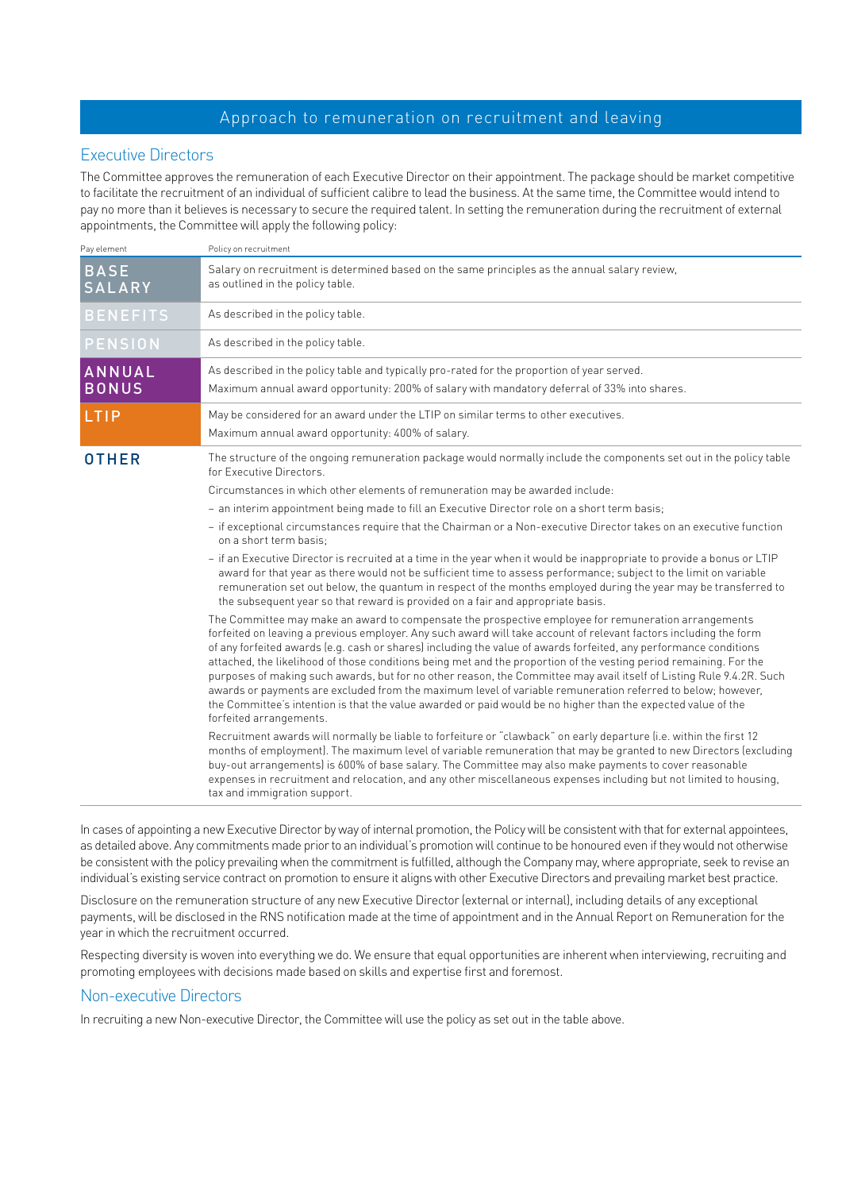# Approach to remuneration on recruitment and leaving

## Executive Directors

The Committee approves the remuneration of each Executive Director on their appointment. The package should be market competitive to facilitate the recruitment of an individual of sufficient calibre to lead the business. At the same time, the Committee would intend to pay no more than it believes is necessary to secure the required talent. In setting the remuneration during the recruitment of external appointments, the Committee will apply the following policy:

| Pay element | Policy on recruitment |
| --- | --- |
| BASE SALARY | Salary on recruitment is determined based on the same principles as the annual salary review, as outlined in the policy table. |
| BENEFITS | As described in the policy table. |
| PENSION | As described in the policy table. |
| ANNUAL BONUS | As described in the policy table and typically pro-rated for the proportion of year served.<br>Maximum annual award opportunity: 200% of salary with mandatory deferral of 33% into shares. |
| LTIP | May be considered for an award under the LTIP on similar terms to other executives.<br>Maximum annual award opportunity: 400% of salary. |
| OTHER | The structure of the ongoing remuneration package would normally include the components set out in the policy table for Executive Directors.<br>Circumstances in which other elements of remuneration may be awarded include:<br>– an interim appointment being made to fill an Executive Director role on a short term basis;<br>– if exceptional circumstances require that the Chairman or a Non-executive Director takes on an executive function on a short term basis;<br>– if an Executive Director is recruited at a time in the year when it would be inappropriate to provide a bonus or LTIP award for that year as there would not be sufficient time to assess performance; subject to the limit on variable remuneration set out below, the quantum in respect of the months employed during the year may be transferred to the subsequent year so that reward is provided on a fair and appropriate basis.<br>The Committee may make an award to compensate the prospective employee for remuneration arrangements forfeited on leaving a previous employer. Any such award will take account of relevant factors including the form of any forfeited awards (e.g. cash or shares) including the value of awards forfeited, any performance conditions attached, the likelihood of those conditions being met and the proportion of the vesting period remaining. For the purposes of making such awards, but for no other reason, the Committee may avail itself of Listing Rule 9.4.2R. Such awards or payments are excluded from the maximum level of variable remuneration referred to below; however, the Committee's intention is that the value awarded or paid would be no higher than the expected value of the forfeited arrangements.<br>Recruitment awards will normally be liable to forfeiture or "clawback" on early departure (i.e. within the first 12 months of employment). The maximum level of variable remuneration that may be granted to new Directors (excluding buy-out arrangements) is 600% of base salary. The Committee may also make payments to cover reasonable expenses in recruitment and relocation, and any other miscellaneous expenses including but not limited to housing, tax and immigration support. |

In cases of appointing a new Executive Director by way of internal promotion, the Policy will be consistent with that for external appointees, as detailed above. Any commitments made prior to an individual's promotion will continue to be honoured even if they would not otherwise be consistent with the policy prevailing when the commitment is fulfilled, although the Company may, where appropriate, seek to revise an individual's existing service contract on promotion to ensure it aligns with other Executive Directors and prevailing market best practice.

Disclosure on the remuneration structure of any new Executive Director (external or internal), including details of any exceptional payments, will be disclosed in the RNS notification made at the time of appointment and in the Annual Report on Remuneration for the year in which the recruitment occurred.

Respecting diversity is woven into everything we do. We ensure that equal opportunities are inherent when interviewing, recruiting and promoting employees with decisions made based on skills and expertise first and foremost.

## Non-executive Directors

In recruiting a new Non-executive Director, the Committee will use the policy as set out in the table above.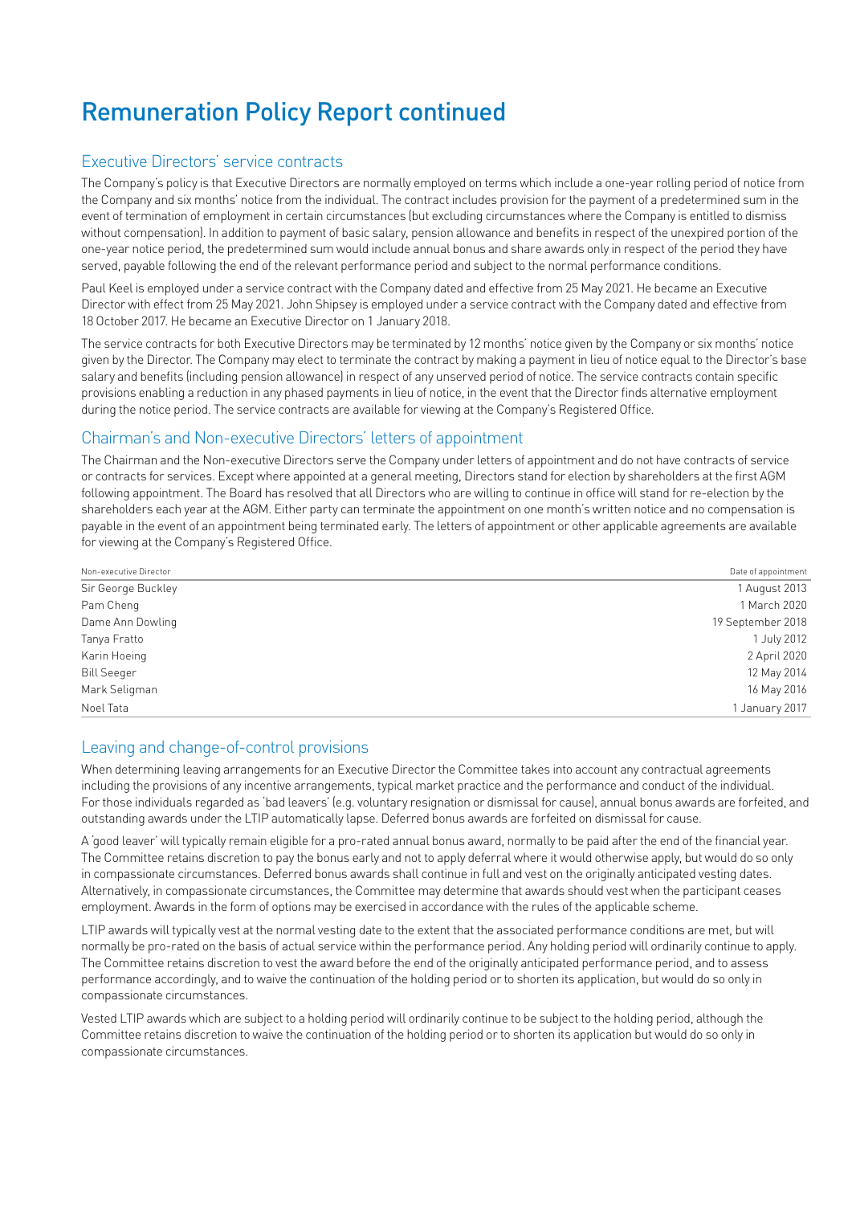# Remuneration Policy Report continued

## Executive Directors' service contracts

The Company's policy is that Executive Directors are normally employed on terms which include a one-year rolling period of notice from the Company and six months' notice from the individual. The contract includes provision for the payment of a predetermined sum in the event of termination of employment in certain circumstances (but excluding circumstances where the Company is entitled to dismiss without compensation). In addition to payment of basic salary, pension allowance and benefits in respect of the unexpired portion of the one-year notice period, the predetermined sum would include annual bonus and share awards only in respect of the period they have served, payable following the end of the relevant performance period and subject to the normal performance conditions.

Paul Keel is employed under a service contract with the Company dated and effective from 25 May 2021. He became an Executive Director with effect from 25 May 2021. John Shipsey is employed under a service contract with the Company dated and effective from 18 October 2017. He became an Executive Director on 1 January 2018.

The service contracts for both Executive Directors may be terminated by 12 months' notice given by the Company or six months' notice given by the Director. The Company may elect to terminate the contract by making a payment in lieu of notice equal to the Director's base salary and benefits (including pension allowance) in respect of any unserved period of notice. The service contracts contain specific provisions enabling a reduction in any phased payments in lieu of notice, in the event that the Director finds alternative employment during the notice period. The service contracts are available for viewing at the Company's Registered Office.

## Chairman's and Non-executive Directors' letters of appointment

The Chairman and the Non-executive Directors serve the Company under letters of appointment and do not have contracts of service or contracts for services. Except where appointed at a general meeting, Directors stand for election by shareholders at the first AGM following appointment. The Board has resolved that all Directors who are willing to continue in office will stand for re-election by the shareholders each year at the AGM. Either party can terminate the appointment on one month's written notice and no compensation is payable in the event of an appointment being terminated early. The letters of appointment or other applicable agreements are available for viewing at the Company's Registered Office.

| Non-executive Director | Date of appointment |
|---|---|
| Sir George Buckley | 1 August 2013 |
| Pam Cheng | 1 March 2020 |
| Dame Ann Dowling | 19 September 2018 |
| Tanya Fratto | 1 July 2012 |
| Karin Hoeing | 2 April 2020 |
| Bill Seeger | 12 May 2014 |
| Mark Seligman | 16 May 2016 |
| Noel Tata | 1 January 2017 |

## Leaving and change-of-control provisions

When determining leaving arrangements for an Executive Director the Committee takes into account any contractual agreements including the provisions of any incentive arrangements, typical market practice and the performance and conduct of the individual. For those individuals regarded as 'bad leavers' (e.g. voluntary resignation or dismissal for cause), annual bonus awards are forfeited, and outstanding awards under the LTIP automatically lapse. Deferred bonus awards are forfeited on dismissal for cause.

A 'good leaver' will typically remain eligible for a pro-rated annual bonus award, normally to be paid after the end of the financial year. The Committee retains discretion to pay the bonus early and not to apply deferral where it would otherwise apply, but would do so only in compassionate circumstances. Deferred bonus awards shall continue in full and vest on the originally anticipated vesting dates. Alternatively, in compassionate circumstances, the Committee may determine that awards should vest when the participant ceases employment. Awards in the form of options may be exercised in accordance with the rules of the applicable scheme.

LTIP awards will typically vest at the normal vesting date to the extent that the associated performance conditions are met, but will normally be pro-rated on the basis of actual service within the performance period. Any holding period will ordinarily continue to apply. The Committee retains discretion to vest the award before the end of the originally anticipated performance period, and to assess performance accordingly, and to waive the continuation of the holding period or to shorten its application, but would do so only in compassionate circumstances.

Vested LTIP awards which are subject to a holding period will ordinarily continue to be subject to the holding period, although the Committee retains discretion to waive the continuation of the holding period or to shorten its application but would do so only in compassionate circumstances.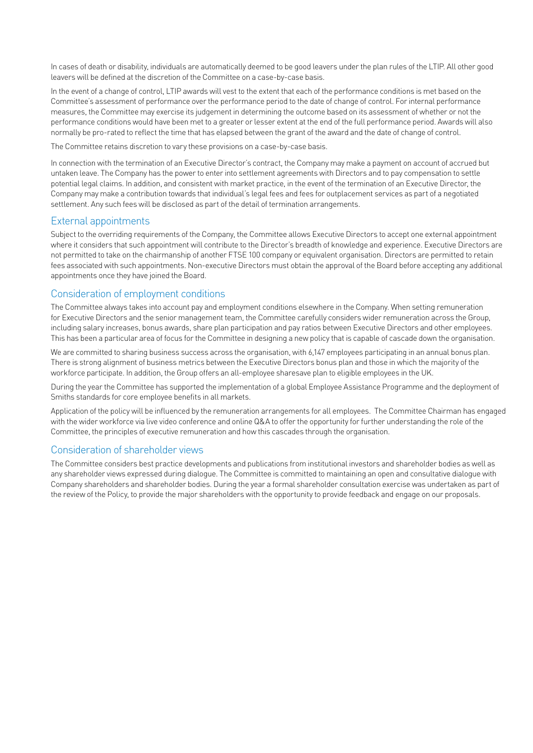In cases of death or disability, individuals are automatically deemed to be good leavers under the plan rules of the LTIP. All other good leavers will be defined at the discretion of the Committee on a case-by-case basis.

In the event of a change of control, LTIP awards will vest to the extent that each of the performance conditions is met based on the Committee's assessment of performance over the performance period to the date of change of control. For internal performance measures, the Committee may exercise its judgement in determining the outcome based on its assessment of whether or not the performance conditions would have been met to a greater or lesser extent at the end of the full performance period. Awards will also normally be pro-rated to reflect the time that has elapsed between the grant of the award and the date of change of control.

The Committee retains discretion to vary these provisions on a case-by-case basis.

In connection with the termination of an Executive Director's contract, the Company may make a payment on account of accrued but untaken leave. The Company has the power to enter into settlement agreements with Directors and to pay compensation to settle potential legal claims. In addition, and consistent with market practice, in the event of the termination of an Executive Director, the Company may make a contribution towards that individual's legal fees and fees for outplacement services as part of a negotiated settlement. Any such fees will be disclosed as part of the detail of termination arrangements.

## External appointments

Subject to the overriding requirements of the Company, the Committee allows Executive Directors to accept one external appointment where it considers that such appointment will contribute to the Director's breadth of knowledge and experience. Executive Directors are not permitted to take on the chairmanship of another FTSE 100 company or equivalent organisation. Directors are permitted to retain fees associated with such appointments. Non-executive Directors must obtain the approval of the Board before accepting any additional appointments once they have joined the Board.

## Consideration of employment conditions

The Committee always takes into account pay and employment conditions elsewhere in the Company. When setting remuneration for Executive Directors and the senior management team, the Committee carefully considers wider remuneration across the Group, including salary increases, bonus awards, share plan participation and pay ratios between Executive Directors and other employees. This has been a particular area of focus for the Committee in designing a new policy that is capable of cascade down the organisation.

We are committed to sharing business success across the organisation, with 6,147 employees participating in an annual bonus plan. There is strong alignment of business metrics between the Executive Directors bonus plan and those in which the majority of the workforce participate. In addition, the Group offers an all-employee sharesave plan to eligible employees in the UK.

During the year the Committee has supported the implementation of a global Employee Assistance Programme and the deployment of Smiths standards for core employee benefits in all markets.

Application of the policy will be influenced by the remuneration arrangements for all employees. The Committee Chairman has engaged with the wider workforce via live video conference and online Q&A to offer the opportunity for further understanding the role of the Committee, the principles of executive remuneration and how this cascades through the organisation.

## Consideration of shareholder views

The Committee considers best practice developments and publications from institutional investors and shareholder bodies as well as any shareholder views expressed during dialogue. The Committee is committed to maintaining an open and consultative dialogue with Company shareholders and shareholder bodies. During the year a formal shareholder consultation exercise was undertaken as part of the review of the Policy, to provide the major shareholders with the opportunity to provide feedback and engage on our proposals.